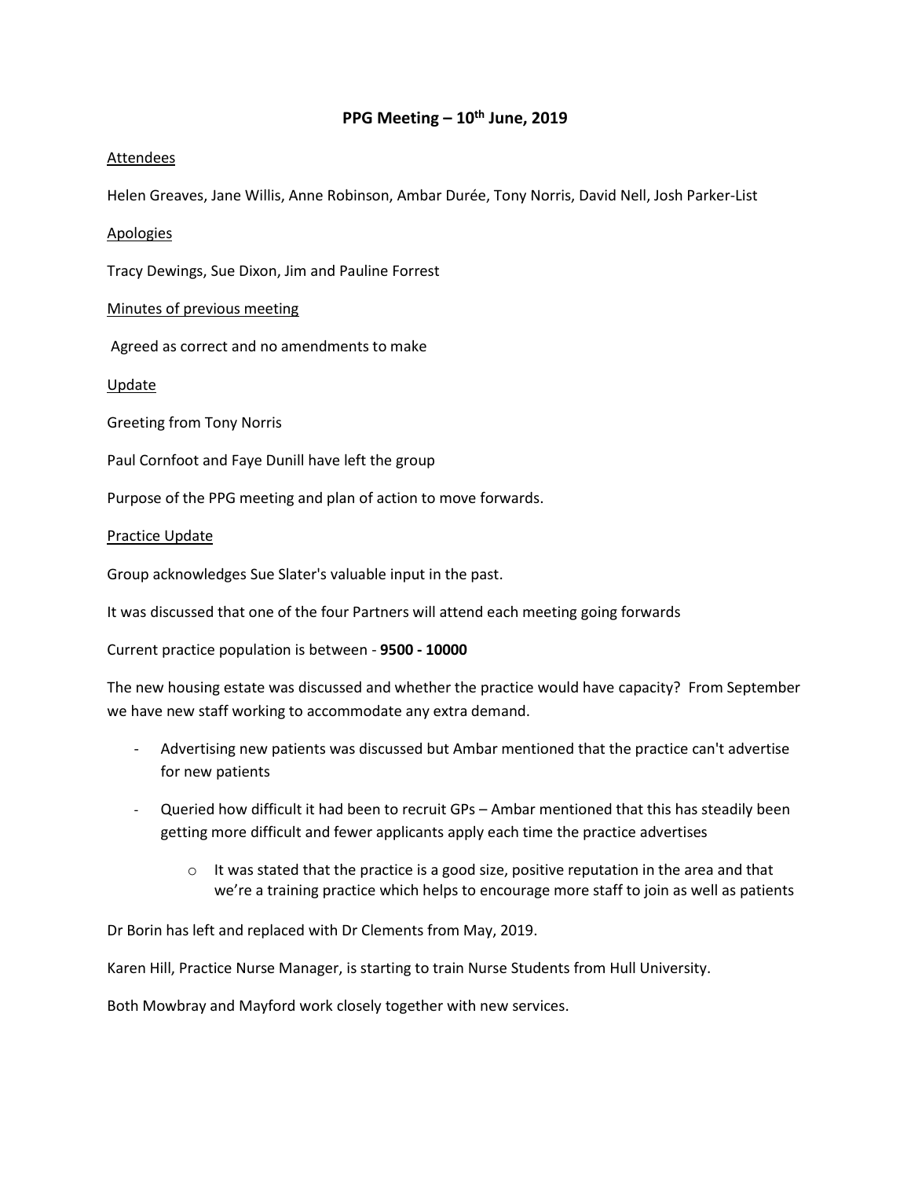# PPG Meeting – 10th June, 2019

<u>Attendees</u>

Helen Greaves, Jane Willis, Anne Robinson, Ambar Durée, Tony Norris, David Nell, Josh Parker-List

<u>Apologies</u>

Tracy Dewings, Sue Dixon, Jim and Pauline Forrest

<u>Minutes of previous meeting</u>

Agreed as correct and no amendments to make

<u>Update</u>

Greeting from Tony Norris

Paul Cornfoot and Faye Dunill have left the group

Purpose of the PPG meeting and plan of action to move forwards.

<u>Practice Update</u>

Group acknowledges Sue Slater's valuable input in the past.

It was discussed that one of the four Partners will attend each meeting going forwards

Current practice population is between - **9500 - 10000**

The new housing estate was discussed and whether the practice would have capacity? From September we have new staff working to accommodate any extra demand.

- Advertising new patients was discussed but Ambar mentioned that the practice can't advertise for new patients
- Queried how difficult it had been to recruit GPs – Ambar mentioned that this has steadily been getting more difficult and fewer applicants apply each time the practice advertises
  - It was stated that the practice is a good size, positive reputation in the area and that we're a training practice which helps to encourage more staff to join as well as patients

Dr Borin has left and replaced with Dr Clements from May, 2019.

Karen Hill, Practice Nurse Manager, is starting to train Nurse Students from Hull University.

Both Mowbray and Mayford work closely together with new services.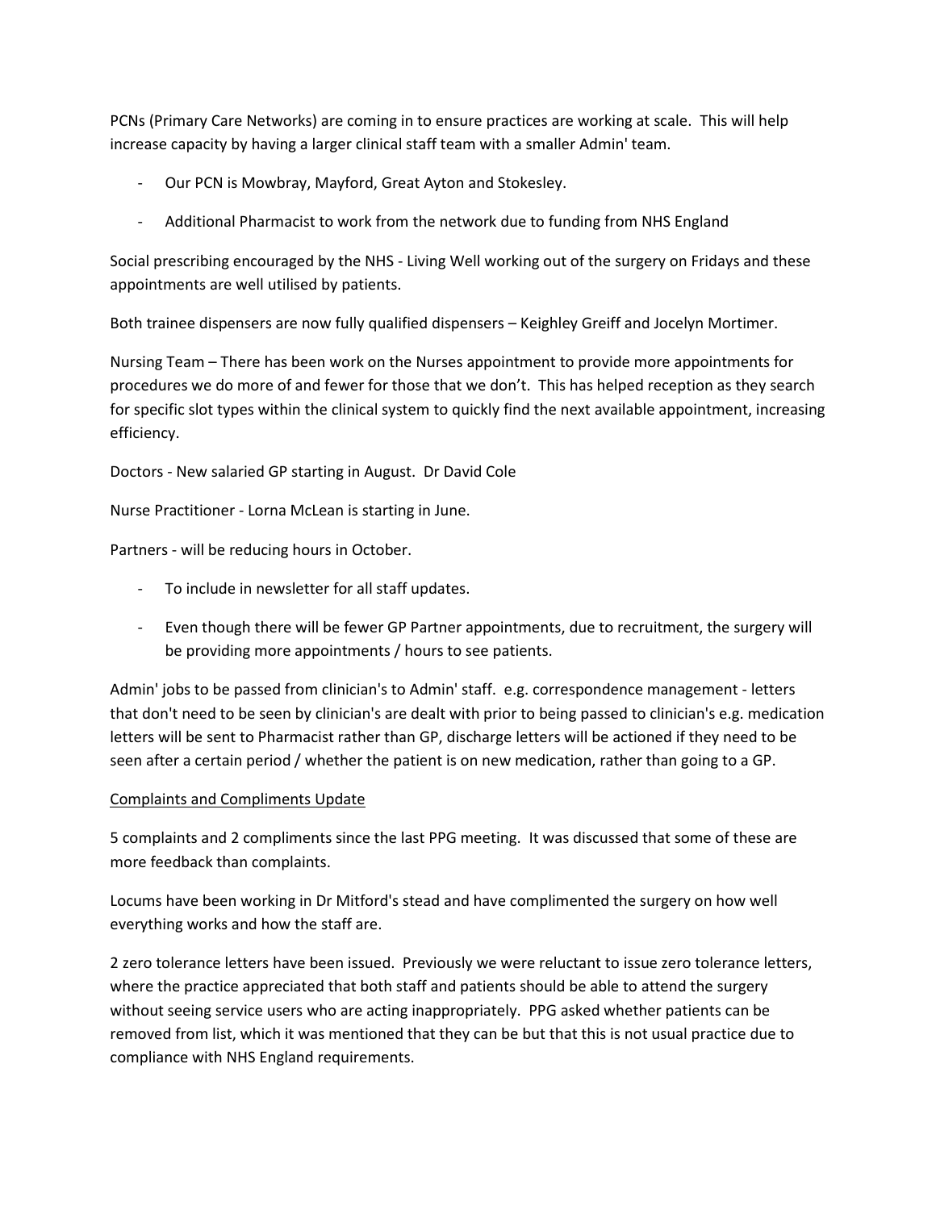PCNs (Primary Care Networks) are coming in to ensure practices are working at scale. This will help increase capacity by having a larger clinical staff team with a smaller Admin' team.

- Our PCN is Mowbray, Mayford, Great Ayton and Stokesley.
- Additional Pharmacist to work from the network due to funding from NHS England

Social prescribing encouraged by the NHS - Living Well working out of the surgery on Fridays and these appointments are well utilised by patients.

Both trainee dispensers are now fully qualified dispensers – Keighley Greiff and Jocelyn Mortimer.

Nursing Team – There has been work on the Nurses appointment to provide more appointments for procedures we do more of and fewer for those that we don't. This has helped reception as they search for specific slot types within the clinical system to quickly find the next available appointment, increasing efficiency.

Doctors - New salaried GP starting in August. Dr David Cole

Nurse Practitioner - Lorna McLean is starting in June.

Partners - will be reducing hours in October.

- To include in newsletter for all staff updates.
- Even though there will be fewer GP Partner appointments, due to recruitment, the surgery will be providing more appointments / hours to see patients.

Admin' jobs to be passed from clinician's to Admin' staff. e.g. correspondence management - letters that don't need to be seen by clinician's are dealt with prior to being passed to clinician's e.g. medication letters will be sent to Pharmacist rather than GP, discharge letters will be actioned if they need to be seen after a certain period / whether the patient is on new medication, rather than going to a GP.

<u>Complaints and Compliments Update</u>

5 complaints and 2 compliments since the last PPG meeting. It was discussed that some of these are more feedback than complaints.

Locums have been working in Dr Mitford's stead and have complimented the surgery on how well everything works and how the staff are.

2 zero tolerance letters have been issued. Previously we were reluctant to issue zero tolerance letters, where the practice appreciated that both staff and patients should be able to attend the surgery without seeing service users who are acting inappropriately. PPG asked whether patients can be removed from list, which it was mentioned that they can be but that this is not usual practice due to compliance with NHS England requirements.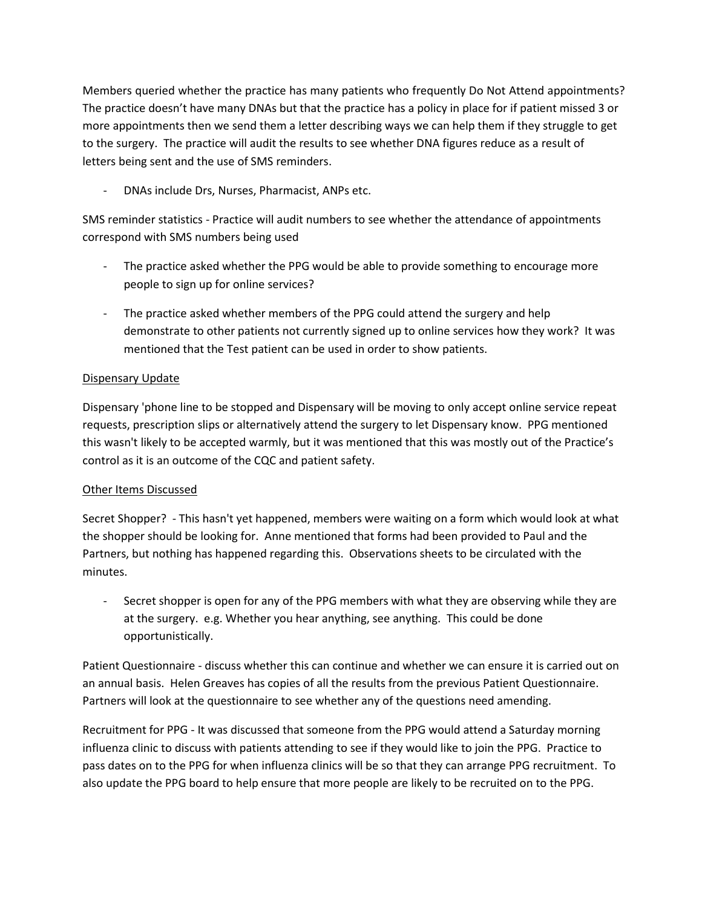Members queried whether the practice has many patients who frequently Do Not Attend appointments? The practice doesn't have many DNAs but that the practice has a policy in place for if patient missed 3 or more appointments then we send them a letter describing ways we can help them if they struggle to get to the surgery. The practice will audit the results to see whether DNA figures reduce as a result of letters being sent and the use of SMS reminders.

- DNAs include Drs, Nurses, Pharmacist, ANPs etc.

SMS reminder statistics - Practice will audit numbers to see whether the attendance of appointments correspond with SMS numbers being used

- The practice asked whether the PPG would be able to provide something to encourage more people to sign up for online services?
- The practice asked whether members of the PPG could attend the surgery and help demonstrate to other patients not currently signed up to online services how they work? It was mentioned that the Test patient can be used in order to show patients.

<u>Dispensary Update</u>

Dispensary 'phone line to be stopped and Dispensary will be moving to only accept online service repeat requests, prescription slips or alternatively attend the surgery to let Dispensary know. PPG mentioned this wasn't likely to be accepted warmly, but it was mentioned that this was mostly out of the Practice's control as it is an outcome of the CQC and patient safety.

<u>Other Items Discussed</u>

Secret Shopper? - This hasn't yet happened, members were waiting on a form which would look at what the shopper should be looking for. Anne mentioned that forms had been provided to Paul and the Partners, but nothing has happened regarding this. Observations sheets to be circulated with the minutes.

- Secret shopper is open for any of the PPG members with what they are observing while they are at the surgery. e.g. Whether you hear anything, see anything. This could be done opportunistically.

Patient Questionnaire - discuss whether this can continue and whether we can ensure it is carried out on an annual basis. Helen Greaves has copies of all the results from the previous Patient Questionnaire. Partners will look at the questionnaire to see whether any of the questions need amending.

Recruitment for PPG - It was discussed that someone from the PPG would attend a Saturday morning influenza clinic to discuss with patients attending to see if they would like to join the PPG. Practice to pass dates on to the PPG for when influenza clinics will be so that they can arrange PPG recruitment. To also update the PPG board to help ensure that more people are likely to be recruited on to the PPG.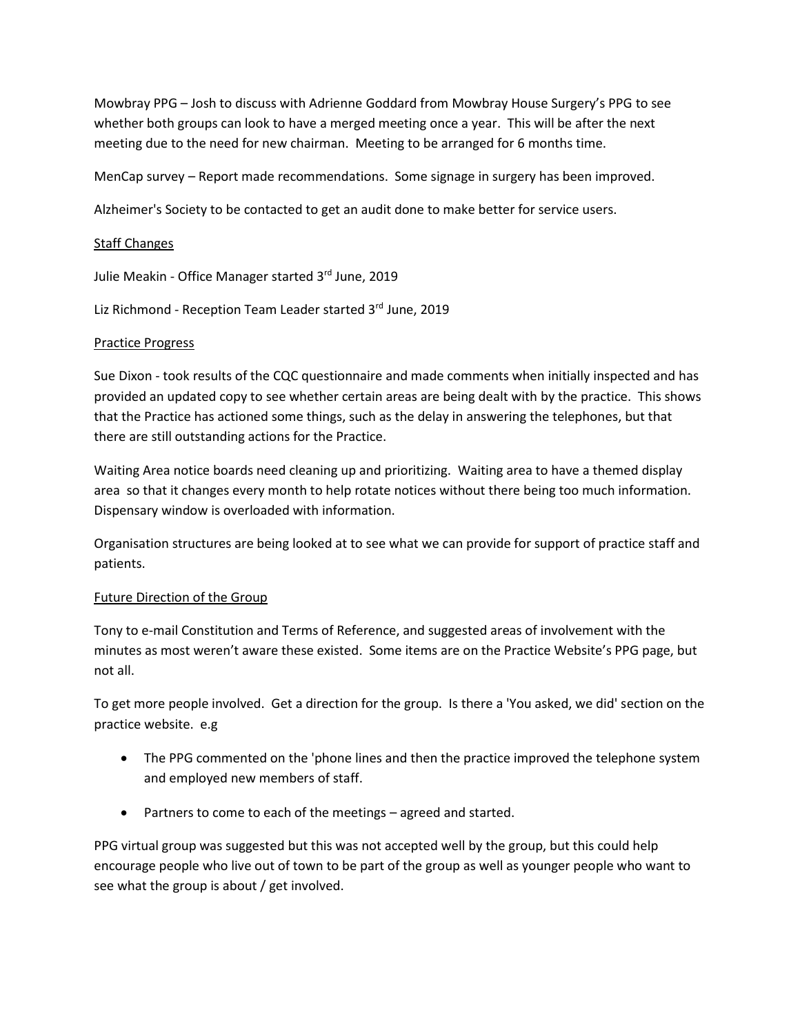Mowbray PPG – Josh to discuss with Adrienne Goddard from Mowbray House Surgery's PPG to see whether both groups can look to have a merged meeting once a year. This will be after the next meeting due to the need for new chairman. Meeting to be arranged for 6 months time.

MenCap survey – Report made recommendations. Some signage in surgery has been improved.

Alzheimer's Society to be contacted to get an audit done to make better for service users.

<u>Staff Changes</u>

Julie Meakin - Office Manager started 3rd June, 2019

Liz Richmond - Reception Team Leader started 3rd June, 2019

<u>Practice Progress</u>

Sue Dixon - took results of the CQC questionnaire and made comments when initially inspected and has provided an updated copy to see whether certain areas are being dealt with by the practice. This shows that the Practice has actioned some things, such as the delay in answering the telephones, but that there are still outstanding actions for the Practice.

Waiting Area notice boards need cleaning up and prioritizing. Waiting area to have a themed display area so that it changes every month to help rotate notices without there being too much information. Dispensary window is overloaded with information.

Organisation structures are being looked at to see what we can provide for support of practice staff and patients.

<u>Future Direction of the Group</u>

Tony to e-mail Constitution and Terms of Reference, and suggested areas of involvement with the minutes as most weren't aware these existed. Some items are on the Practice Website's PPG page, but not all.

To get more people involved. Get a direction for the group. Is there a 'You asked, we did' section on the practice website. e.g

- The PPG commented on the 'phone lines and then the practice improved the telephone system and employed new members of staff.
- Partners to come to each of the meetings – agreed and started.

PPG virtual group was suggested but this was not accepted well by the group, but this could help encourage people who live out of town to be part of the group as well as younger people who want to see what the group is about / get involved.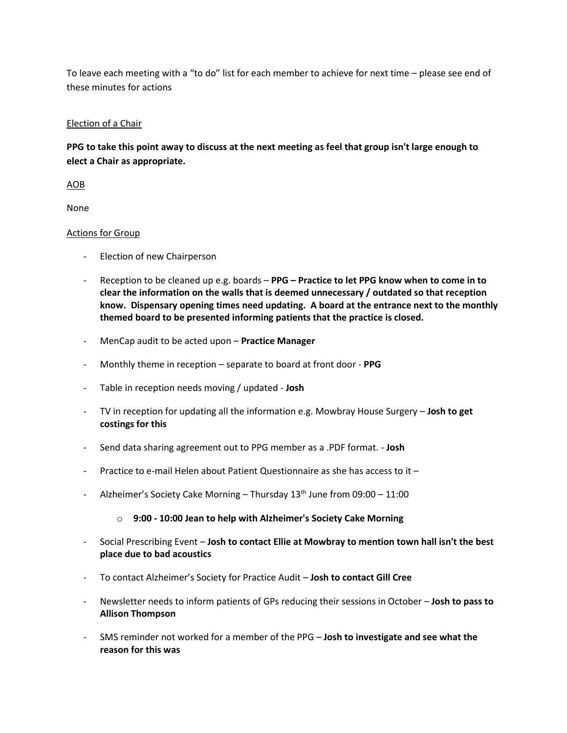To leave each meeting with a "to do" list for each member to achieve for next time – please see end of these minutes for actions

Election of a Chair

**PPG to take this point away to discuss at the next meeting as feel that group isn't large enough to elect a Chair as appropriate.**

AOB

None

Actions for Group

- Election of new Chairperson
- Reception to be cleaned up e.g. boards – **PPG – Practice to let PPG know when to come in to clear the information on the walls that is deemed unnecessary / outdated so that reception know. Dispensary opening times need updating. A board at the entrance next to the monthly themed board to be presented informing patients that the practice is closed.**
- MenCap audit to be acted upon – **Practice Manager**
- Monthly theme in reception – separate to board at front door - **PPG**
- Table in reception needs moving / updated - **Josh**
- TV in reception for updating all the information e.g. Mowbray House Surgery – **Josh to get costings for this**
- Send data sharing agreement out to PPG member as a .PDF format. - **Josh**
- Practice to e-mail Helen about Patient Questionnaire as she has access to it –
- Alzheimer's Society Cake Morning – Thursday 13th June from 09:00 – 11:00
  - **9:00 - 10:00 Jean to help with Alzheimer's Society Cake Morning**
- Social Prescribing Event – **Josh to contact Ellie at Mowbray to mention town hall isn't the best place due to bad acoustics**
- To contact Alzheimer's Society for Practice Audit – **Josh to contact Gill Cree**
- Newsletter needs to inform patients of GPs reducing their sessions in October – **Josh to pass to Allison Thompson**
- SMS reminder not worked for a member of the PPG – **Josh to investigate and see what the reason for this was**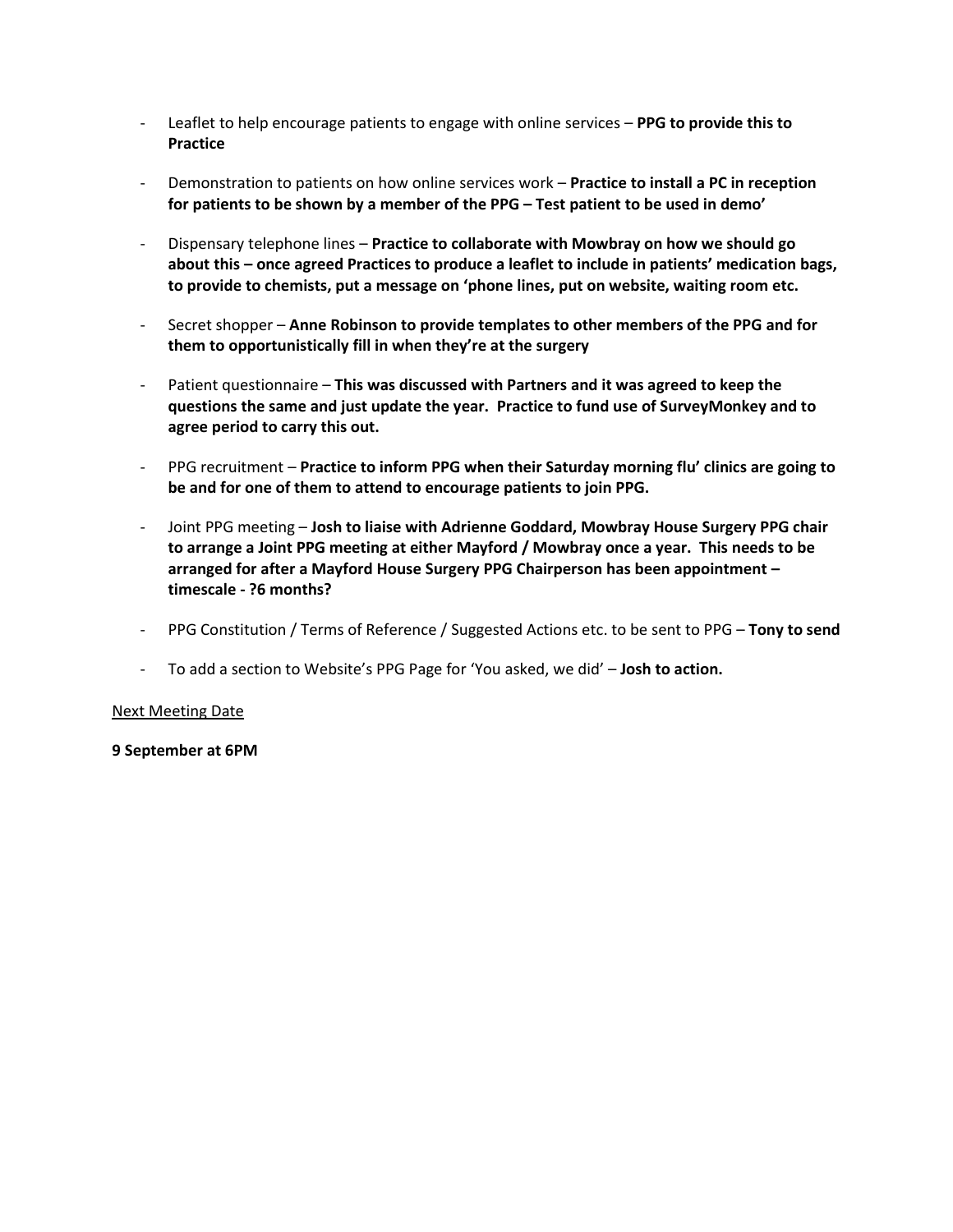- Leaflet to help encourage patients to engage with online services – **PPG to provide this to Practice**

- Demonstration to patients on how online services work – **Practice to install a PC in reception for patients to be shown by a member of the PPG – Test patient to be used in demo'**

- Dispensary telephone lines – **Practice to collaborate with Mowbray on how we should go about this – once agreed Practices to produce a leaflet to include in patients' medication bags, to provide to chemists, put a message on 'phone lines, put on website, waiting room etc.**

- Secret shopper – **Anne Robinson to provide templates to other members of the PPG and for them to opportunistically fill in when they're at the surgery**

- Patient questionnaire – **This was discussed with Partners and it was agreed to keep the questions the same and just update the year. Practice to fund use of SurveyMonkey and to agree period to carry this out.**

- PPG recruitment – **Practice to inform PPG when their Saturday morning flu' clinics are going to be and for one of them to attend to encourage patients to join PPG.**

- Joint PPG meeting – **Josh to liaise with Adrienne Goddard, Mowbray House Surgery PPG chair to arrange a Joint PPG meeting at either Mayford / Mowbray once a year. This needs to be arranged for after a Mayford House Surgery PPG Chairperson has been appointment – timescale - ?6 months?**

- PPG Constitution / Terms of Reference / Suggested Actions etc. to be sent to PPG – **Tony to send**

- To add a section to Website's PPG Page for 'You asked, we did' – **Josh to action.**

Next Meeting Date

**9 September at 6PM**